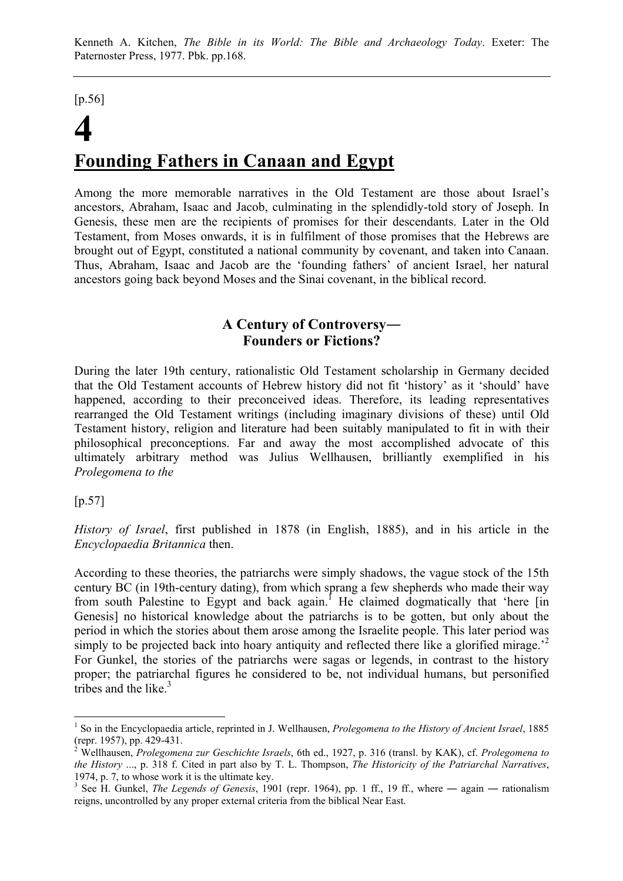Kenneth A. Kitchen, *The Bible in its World: The Bible and Archaeology Today*. Exeter: The Paternoster Press, 1977. Pbk. pp.168.

[p.56]

# 4

# Founding Fathers in Canaan and Egypt

Among the more memorable narratives in the Old Testament are those about Israel's ancestors, Abraham, Isaac and Jacob, culminating in the splendidly-told story of Joseph. In Genesis, these men are the recipients of promises for their descendants. Later in the Old Testament, from Moses onwards, it is in fulfilment of those promises that the Hebrews are brought out of Egypt, constituted a national community by covenant, and taken into Canaan. Thus, Abraham, Isaac and Jacob are the 'founding fathers' of ancient Israel, her natural ancestors going back beyond Moses and the Sinai covenant, in the biblical record.

## A Century of Controversy― Founders or Fictions?

During the later 19th century, rationalistic Old Testament scholarship in Germany decided that the Old Testament accounts of Hebrew history did not fit 'history' as it 'should' have happened, according to their preconceived ideas. Therefore, its leading representatives rearranged the Old Testament writings (including imaginary divisions of these) until Old Testament history, religion and literature had been suitably manipulated to fit in with their philosophical preconceptions. Far and away the most accomplished advocate of this ultimately arbitrary method was Julius Wellhausen, brilliantly exemplified in his *Prolegomena to the*

[p.57]

*History of Israel*, first published in 1878 (in English, 1885), and in his article in the *Encyclopaedia Britannica* then.

According to these theories, the patriarchs were simply shadows, the vague stock of the 15th century BC (in 19th-century dating), from which sprang a few shepherds who made their way from south Palestine to Egypt and back again.[1] He claimed dogmatically that 'here [in Genesis] no historical knowledge about the patriarchs is to be gotten, but only about the period in which the stories about them arose among the Israelite people. This later period was simply to be projected back into hoary antiquity and reflected there like a glorified mirage.'[2] For Gunkel, the stories of the patriarchs were sagas or legends, in contrast to the history proper; the patriarchal figures he considered to be, not individual humans, but personified tribes and the like.[3]

---

[1] So in the Encyclopaedia article, reprinted in J. Wellhausen, *Prolegomena to the History of Ancient Israel*, 1885 (repr. 1957), pp. 429-431.

[2] Wellhausen, *Prolegomena zur Geschichte Israels*, 6th ed., 1927, p. 316 (transl. by KAK), cf. *Prolegomena to the History ...*, p. 318 f. Cited in part also by T. L. Thompson, *The Historicity of the Patriarchal Narratives*, 1974, p. 7, to whose work it is the ultimate key.

[3] See H. Gunkel, *The Legends of Genesis*, 1901 (repr. 1964), pp. 1 ff., 19 ff., where ― again ― rationalism reigns, uncontrolled by any proper external criteria from the biblical Near East.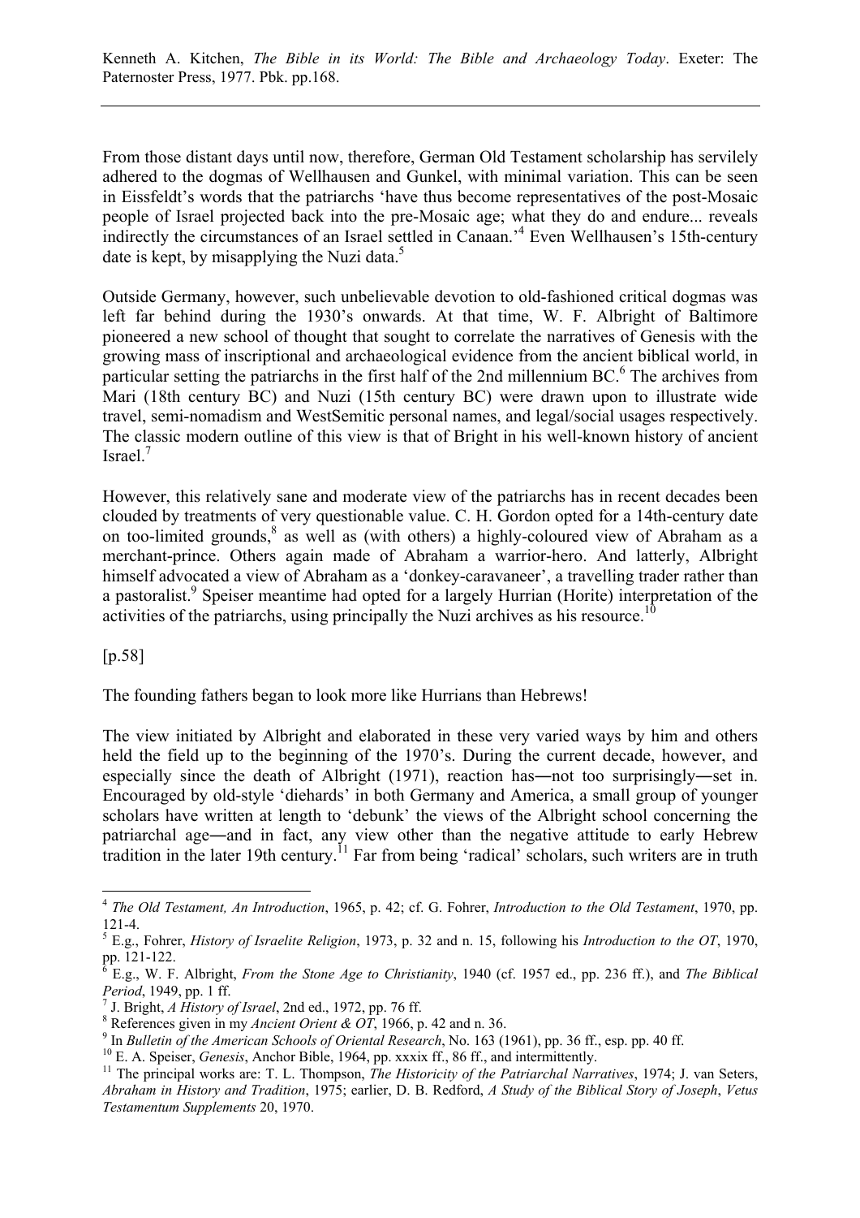From those distant days until now, therefore, German Old Testament scholarship has servilely adhered to the dogmas of Wellhausen and Gunkel, with minimal variation. This can be seen in Eissfeldt's words that the patriarchs 'have thus become representatives of the post-Mosaic people of Israel projected back into the pre-Mosaic age; what they do and endure... reveals indirectly the circumstances of an Israel settled in Canaan.'[4] Even Wellhausen's 15th-century date is kept, by misapplying the Nuzi data.[5]

Outside Germany, however, such unbelievable devotion to old-fashioned critical dogmas was left far behind during the 1930's onwards. At that time, W. F. Albright of Baltimore pioneered a new school of thought that sought to correlate the narratives of Genesis with the growing mass of inscriptional and archaeological evidence from the ancient biblical world, in particular setting the patriarchs in the first half of the 2nd millennium BC.[6] The archives from Mari (18th century BC) and Nuzi (15th century BC) were drawn upon to illustrate wide travel, semi-nomadism and WestSemitic personal names, and legal/social usages respectively. The classic modern outline of this view is that of Bright in his well-known history of ancient Israel.[7]

However, this relatively sane and moderate view of the patriarchs has in recent decades been clouded by treatments of very questionable value. C. H. Gordon opted for a 14th-century date on too-limited grounds,[8] as well as (with others) a highly-coloured view of Abraham as a merchant-prince. Others again made of Abraham a warrior-hero. And latterly, Albright himself advocated a view of Abraham as a 'donkey-caravaneer', a travelling trader rather than a pastoralist.[9] Speiser meantime had opted for a largely Hurrian (Horite) interpretation of the activities of the patriarchs, using principally the Nuzi archives as his resource.[10]

[p.58]

The founding fathers began to look more like Hurrians than Hebrews!

The view initiated by Albright and elaborated in these very varied ways by him and others held the field up to the beginning of the 1970's. During the current decade, however, and especially since the death of Albright (1971), reaction has―not too surprisingly―set in. Encouraged by old-style 'diehards' in both Germany and America, a small group of younger scholars have written at length to 'debunk' the views of the Albright school concerning the patriarchal age―and in fact, any view other than the negative attitude to early Hebrew tradition in the later 19th century.[11] Far from being 'radical' scholars, such writers are in truth

---

[4] *The Old Testament, An Introduction*, 1965, p. 42; cf. G. Fohrer, *Introduction to the Old Testament*, 1970, pp. 121-4.

[5] E.g., Fohrer, *History of Israelite Religion*, 1973, p. 32 and n. 15, following his *Introduction to the OT*, 1970, pp. 121-122.

[6] E.g., W. F. Albright, *From the Stone Age to Christianity*, 1940 (cf. 1957 ed., pp. 236 ff.), and *The Biblical Period*, 1949, pp. 1 ff.

[7] J. Bright, *A History of Israel*, 2nd ed., 1972, pp. 76 ff.

[8] References given in my *Ancient Orient & OT*, 1966, p. 42 and n. 36.

[9] In *Bulletin of the American Schools of Oriental Research*, No. 163 (1961), pp. 36 ff., esp. pp. 40 ff.

[10] E. A. Speiser, *Genesis*, Anchor Bible, 1964, pp. xxxix ff., 86 ff., and intermittently.

[11] The principal works are: T. L. Thompson, *The Historicity of the Patriarchal Narratives*, 1974; J. van Seters, *Abraham in History and Tradition*, 1975; earlier, D. B. Redford, *A Study of the Biblical Story of Joseph*, *Vetus Testamentum Supplements* 20, 1970.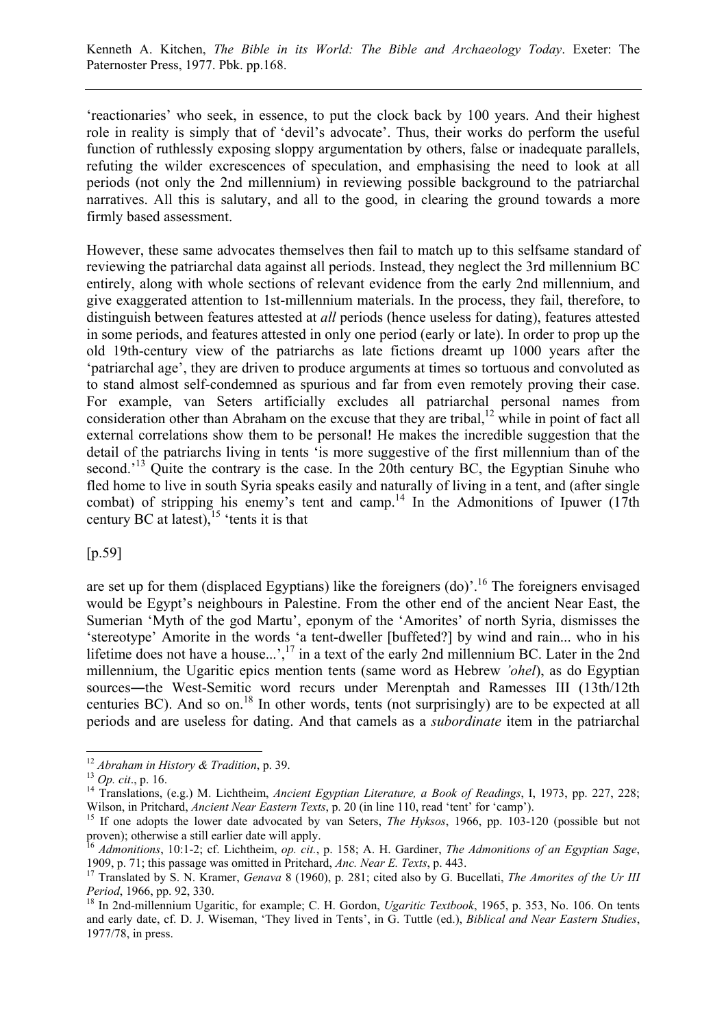'reactionaries' who seek, in essence, to put the clock back by 100 years. And their highest role in reality is simply that of 'devil's advocate'. Thus, their works do perform the useful function of ruthlessly exposing sloppy argumentation by others, false or inadequate parallels, refuting the wilder excrescences of speculation, and emphasising the need to look at all periods (not only the 2nd millennium) in reviewing possible background to the patriarchal narratives. All this is salutary, and all to the good, in clearing the ground towards a more firmly based assessment.

However, these same advocates themselves then fail to match up to this selfsame standard of reviewing the patriarchal data against all periods. Instead, they neglect the 3rd millennium BC entirely, along with whole sections of relevant evidence from the early 2nd millennium, and give exaggerated attention to 1st-millennium materials. In the process, they fail, therefore, to distinguish between features attested at *all* periods (hence useless for dating), features attested in some periods, and features attested in only one period (early or late). In order to prop up the old 19th-century view of the patriarchs as late fictions dreamt up 1000 years after the 'patriarchal age', they are driven to produce arguments at times so tortuous and convoluted as to stand almost self-condemned as spurious and far from even remotely proving their case. For example, van Seters artificially excludes all patriarchal personal names from consideration other than Abraham on the excuse that they are tribal,[12] while in point of fact all external correlations show them to be personal! He makes the incredible suggestion that the detail of the patriarchs living in tents 'is more suggestive of the first millennium than of the second.'[13] Quite the contrary is the case. In the 20th century BC, the Egyptian Sinuhe who fled home to live in south Syria speaks easily and naturally of living in a tent, and (after single combat) of stripping his enemy's tent and camp.[14] In the Admonitions of Ipuwer (17th century BC at latest),[15] 'tents it is that

[p.59]

are set up for them (displaced Egyptians) like the foreigners (do)'.[16] The foreigners envisaged would be Egypt's neighbours in Palestine. From the other end of the ancient Near East, the Sumerian 'Myth of the god Martu', eponym of the 'Amorites' of north Syria, dismisses the 'stereotype' Amorite in the words 'a tent-dweller [buffeted?] by wind and rain... who in his lifetime does not have a house...',[17] in a text of the early 2nd millennium BC. Later in the 2nd millennium, the Ugaritic epics mention tents (same word as Hebrew *'ohel*), as do Egyptian sources―the West-Semitic word recurs under Merenptah and Ramesses III (13th/12th centuries BC). And so on.[18] In other words, tents (not surprisingly) are to be expected at all periods and are useless for dating. And that camels as a *subordinate* item in the patriarchal

---

[12] *Abraham in History & Tradition*, p. 39.

[13] *Op. cit*., p. 16.

[14] Translations, (e.g.) M. Lichtheim, *Ancient Egyptian Literature, a Book of Readings*, I, 1973, pp. 227, 228; Wilson, in Pritchard, *Ancient Near Eastern Texts*, p. 20 (in line 110, read 'tent' for 'camp').

[15] If one adopts the lower date advocated by van Seters, *The Hyksos*, 1966, pp. 103-120 (possible but not proven); otherwise a still earlier date will apply.

[16] *Admonitions*, 10:1-2; cf. Lichtheim, *op. cit.*, p. 158; A. H. Gardiner, *The Admonitions of an Egyptian Sage*, 1909, p. 71; this passage was omitted in Pritchard, *Anc. Near E. Texts*, p. 443.

[17] Translated by S. N. Kramer, *Genava* 8 (1960), p. 281; cited also by G. Bucellati, *The Amorites of the Ur III Period*, 1966, pp. 92, 330.

[18] In 2nd-millennium Ugaritic, for example; C. H. Gordon, *Ugaritic Textbook*, 1965, p. 353, No. 106. On tents and early date, cf. D. J. Wiseman, 'They lived in Tents', in G. Tuttle (ed.), *Biblical and Near Eastern Studies*, 1977/78, in press.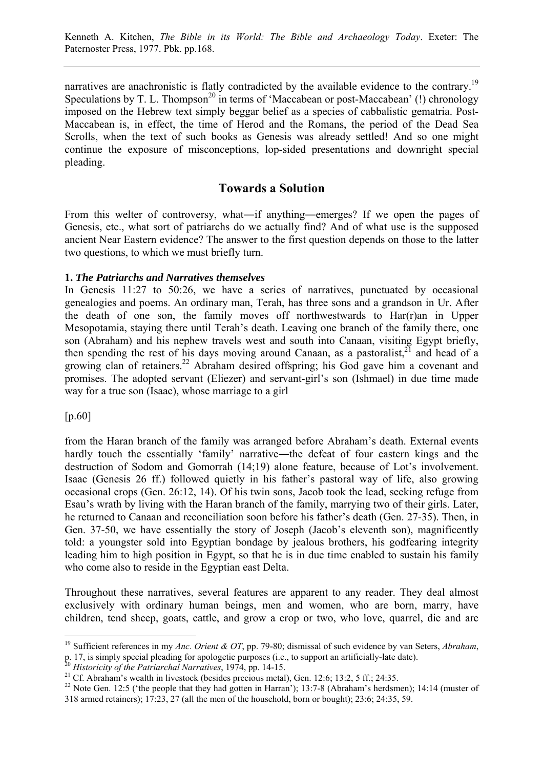narratives are anachronistic is flatly contradicted by the available evidence to the contrary.[19] Speculations by T. L. Thompson[20] in terms of 'Maccabean or post-Maccabean' (!) chronology imposed on the Hebrew text simply beggar belief as a species of cabbalistic gematria. Post-Maccabean is, in effect, the time of Herod and the Romans, the period of the Dead Sea Scrolls, when the text of such books as Genesis was already settled! And so one might continue the exposure of misconceptions, lop-sided presentations and downright special pleading.

## Towards a Solution

From this welter of controversy, what―if anything―emerges? If we open the pages of Genesis, etc., what sort of patriarchs do we actually find? And of what use is the supposed ancient Near Eastern evidence? The answer to the first question depends on those to the latter two questions, to which we must briefly turn.

**1. *The Patriarchs and Narratives themselves***

In Genesis 11:27 to 50:26, we have a series of narratives, punctuated by occasional genealogies and poems. An ordinary man, Terah, has three sons and a grandson in Ur. After the death of one son, the family moves off northwestwards to Har(r)an in Upper Mesopotamia, staying there until Terah's death. Leaving one branch of the family there, one son (Abraham) and his nephew travels west and south into Canaan, visiting Egypt briefly, then spending the rest of his days moving around Canaan, as a pastoralist,[21] and head of a growing clan of retainers.[22] Abraham desired offspring; his God gave him a covenant and promises. The adopted servant (Eliezer) and servant-girl's son (Ishmael) in due time made way for a true son (Isaac), whose marriage to a girl

[p.60]

from the Haran branch of the family was arranged before Abraham's death. External events hardly touch the essentially 'family' narrative―the defeat of four eastern kings and the destruction of Sodom and Gomorrah (14;19) alone feature, because of Lot's involvement. Isaac (Genesis 26 ff.) followed quietly in his father's pastoral way of life, also growing occasional crops (Gen. 26:12, 14). Of his twin sons, Jacob took the lead, seeking refuge from Esau's wrath by living with the Haran branch of the family, marrying two of their girls. Later, he returned to Canaan and reconciliation soon before his father's death (Gen. 27-35). Then, in Gen. 37-50, we have essentially the story of Joseph (Jacob's eleventh son), magnificently told: a youngster sold into Egyptian bondage by jealous brothers, his godfearing integrity leading him to high position in Egypt, so that he is in due time enabled to sustain his family who come also to reside in the Egyptian east Delta.

Throughout these narratives, several features are apparent to any reader. They deal almost exclusively with ordinary human beings, men and women, who are born, marry, have children, tend sheep, goats, cattle, and grow a crop or two, who love, quarrel, die and are

---

[19] Sufficient references in my *Anc. Orient & OT*, pp. 79-80; dismissal of such evidence by van Seters, *Abraham*, p. 17, is simply special pleading for apologetic purposes (i.e., to support an artificially-late date).

[20] *Historicity of the Patriarchal Narratives*, 1974, pp. 14-15.

[21] Cf. Abraham's wealth in livestock (besides precious metal), Gen. 12:6; 13:2, 5 ff.; 24:35.

[22] Note Gen. 12:5 ('the people that they had gotten in Harran'); 13:7-8 (Abraham's herdsmen); 14:14 (muster of 318 armed retainers); 17:23, 27 (all the men of the household, born or bought); 23:6; 24:35, 59.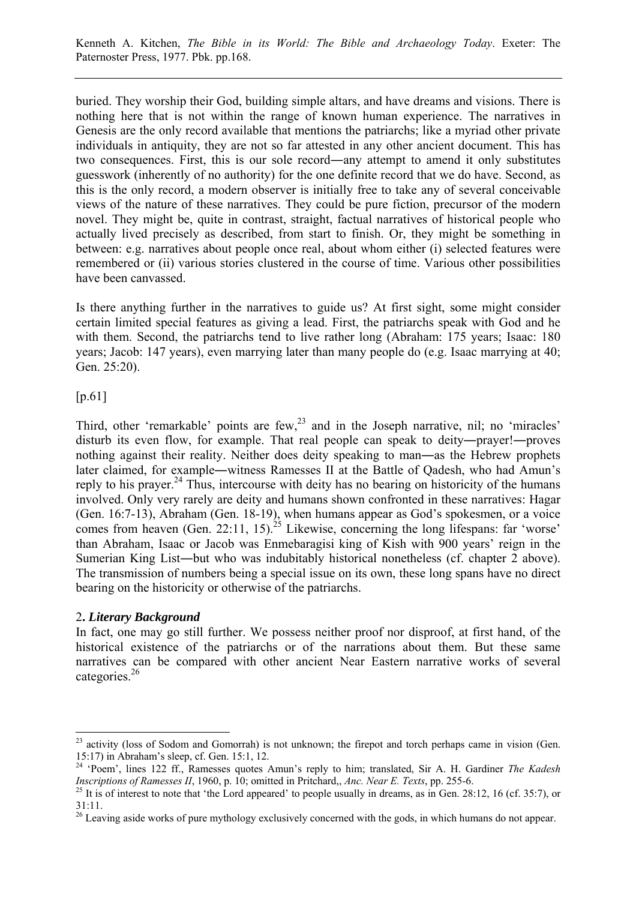buried. They worship their God, building simple altars, and have dreams and visions. There is nothing here that is not within the range of known human experience. The narratives in Genesis are the only record available that mentions the patriarchs; like a myriad other private individuals in antiquity, they are not so far attested in any other ancient document. This has two consequences. First, this is our sole record―any attempt to amend it only substitutes guesswork (inherently of no authority) for the one definite record that we do have. Second, as this is the only record, a modern observer is initially free to take any of several conceivable views of the nature of these narratives. They could be pure fiction, precursor of the modern novel. They might be, quite in contrast, straight, factual narratives of historical people who actually lived precisely as described, from start to finish. Or, they might be something in between: e.g. narratives about people once real, about whom either (i) selected features were remembered or (ii) various stories clustered in the course of time. Various other possibilities have been canvassed.

Is there anything further in the narratives to guide us? At first sight, some might consider certain limited special features as giving a lead. First, the patriarchs speak with God and he with them. Second, the patriarchs tend to live rather long (Abraham: 175 years; Isaac: 180 years; Jacob: 147 years), even marrying later than many people do (e.g. Isaac marrying at 40; Gen. 25:20).

[p.61]

Third, other 'remarkable' points are few,[23] and in the Joseph narrative, nil; no 'miracles' disturb its even flow, for example. That real people can speak to deity―prayer!―proves nothing against their reality. Neither does deity speaking to man―as the Hebrew prophets later claimed, for example―witness Ramesses II at the Battle of Qadesh, who had Amun's reply to his prayer.[24] Thus, intercourse with deity has no bearing on historicity of the humans involved. Only very rarely are deity and humans shown confronted in these narratives: Hagar (Gen. 16:7-13), Abraham (Gen. 18-19), when humans appear as God's spokesmen, or a voice comes from heaven (Gen. 22:11, 15).[25] Likewise, concerning the long lifespans: far 'worse' than Abraham, Isaac or Jacob was Enmebaragisi king of Kish with 900 years' reign in the Sumerian King List―but who was indubitably historical nonetheless (cf. chapter 2 above). The transmission of numbers being a special issue on its own, these long spans have no direct bearing on the historicity or otherwise of the patriarchs.

### 2. *Literary Background*

In fact, one may go still further. We possess neither proof nor disproof, at first hand, of the historical existence of the patriarchs or of the narrations about them. But these same narratives can be compared with other ancient Near Eastern narrative works of several categories.[26]

---

[23] activity (loss of Sodom and Gomorrah) is not unknown; the firepot and torch perhaps came in vision (Gen. 15:17) in Abraham's sleep, cf. Gen. 15:1, 12.

[24] 'Poem', lines 122 ff., Ramesses quotes Amun's reply to him; translated, Sir A. H. Gardiner *The Kadesh Inscriptions of Ramesses II*, 1960, p. 10; omitted in Pritchard,, *Anc. Near E. Texts*, pp. 255-6.

[25] It is of interest to note that 'the Lord appeared' to people usually in dreams, as in Gen. 28:12, 16 (cf. 35:7), or 31:11.

[26] Leaving aside works of pure mythology exclusively concerned with the gods, in which humans do not appear.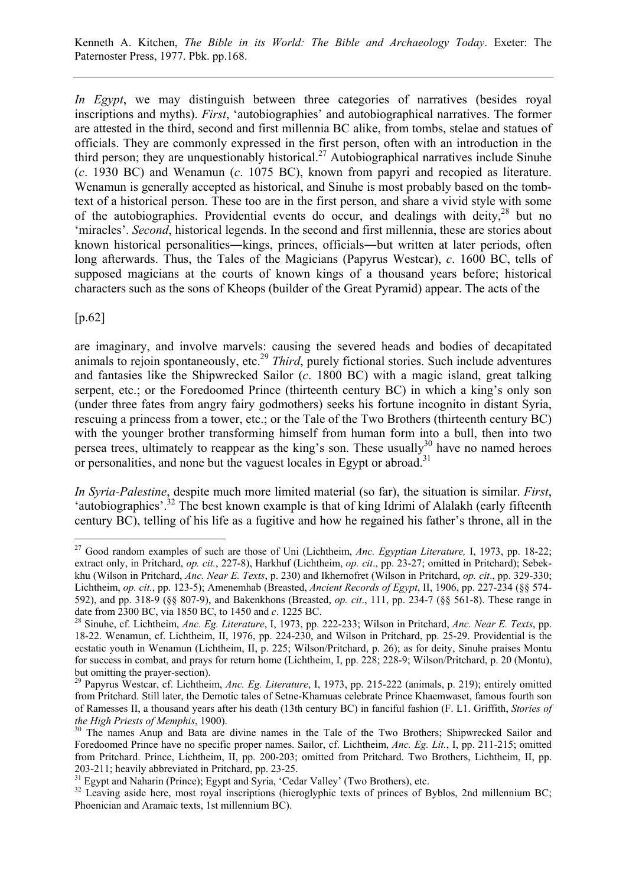Kenneth A. Kitchen, *The Bible in its World: The Bible and Archaeology Today*. Exeter: The Paternoster Press, 1977. Pbk. pp.168.

---

*In Egypt*, we may distinguish between three categories of narratives (besides royal inscriptions and myths). *First*, 'autobiographies' and autobiographical narratives. The former are attested in the third, second and first millennia BC alike, from tombs, stelae and statues of officials. They are commonly expressed in the first person, often with an introduction in the third person; they are unquestionably historical.[27] Autobiographical narratives include Sinuhe (*c*. 1930 BC) and Wenamun (*c*. 1075 BC), known from papyri and recopied as literature. Wenamun is generally accepted as historical, and Sinuhe is most probably based on the tomb-text of a historical person. These too are in the first person, and share a vivid style with some of the autobiographies. Providential events do occur, and dealings with deity,[28] but no 'miracles'. *Second*, historical legends. In the second and first millennia, these are stories about known historical personalities―kings, princes, officials―but written at later periods, often long afterwards. Thus, the Tales of the Magicians (Papyrus Westcar), *c*. 1600 BC, tells of supposed magicians at the courts of known kings of a thousand years before; historical characters such as the sons of Kheops (builder of the Great Pyramid) appear. The acts of the

[p.62]

are imaginary, and involve marvels: causing the severed heads and bodies of decapitated animals to rejoin spontaneously, etc.[29] *Third*, purely fictional stories. Such include adventures and fantasies like the Shipwrecked Sailor (*c*. 1800 BC) with a magic island, great talking serpent, etc.; or the Foredoomed Prince (thirteenth century BC) in which a king's only son (under three fates from angry fairy godmothers) seeks his fortune incognito in distant Syria, rescuing a princess from a tower, etc.; or the Tale of the Two Brothers (thirteenth century BC) with the younger brother transforming himself from human form into a bull, then into two persea trees, ultimately to reappear as the king's son. These usually[30] have no named heroes or personalities, and none but the vaguest locales in Egypt or abroad.[31]

*In Syria-Palestine*, despite much more limited material (so far), the situation is similar. *First*, 'autobiographies'.[32] The best known example is that of king Idrimi of Alalakh (early fifteenth century BC), telling of his life as a fugitive and how he regained his father's throne, all in the

---

[27] Good random examples of such are those of Uni (Lichtheim, *Anc. Egyptian Literature,* I, 1973, pp. 18-22; extract only, in Pritchard, *op. cit.*, 227-8), Harkhuf (Lichtheim, *op. cit*., pp. 23-27; omitted in Pritchard); Sebek-khu (Wilson in Pritchard, *Anc. Near E. Texts*, p. 230) and Ikhernofret (Wilson in Pritchard, *op. cit*., pp. 329-330; Lichtheim, *op. cit*., pp. 123-5); Amenemhab (Breasted, *Ancient Records of Egypt*, II, 1906, pp. 227-234 (§§ 574-592), and pp. 318-9 (§§ 807-9), and Bakenkhons (Breasted, *op. cit*., 111, pp. 234-7 (§§ 561-8). These range in date from 2300 BC, via 1850 BC, to 1450 and *c*. 1225 BC.

[28] Sinuhe, cf. Lichtheim, *Anc. Eg. Literature*, I, 1973, pp. 222-233; Wilson in Pritchard, *Anc. Near E. Texts*, pp. 18-22. Wenamun, cf. Lichtheim, II, 1976, pp. 224-230, and Wilson in Pritchard, pp. 25-29. Providential is the ecstatic youth in Wenamun (Lichtheim, II, p. 225; Wilson/Pritchard, p. 26); as for deity, Sinuhe praises Montu for success in combat, and prays for return home (Lichtheim, I, pp. 228; 228-9; Wilson/Pritchard, p. 20 (Montu), but omitting the prayer-section).

[29] Papyrus Westcar, cf. Lichtheim, *Anc. Eg. Literature*, I, 1973, pp. 215-222 (animals, p. 219); entirely omitted from Pritchard. Still later, the Demotic tales of Setne-Khamuas celebrate Prince Khaemwaset, famous fourth son of Ramesses II, a thousand years after his death (13th century BC) in fanciful fashion (F. Ll. Griffith, *Stories of the High Priests of Memphis*, 1900).

[30] The names Anup and Bata are divine names in the Tale of the Two Brothers; Shipwrecked Sailor and Foredoomed Prince have no specific proper names. Sailor, cf. Lichtheim, *Anc. Eg. Lit.*, I, pp. 211-215; omitted from Pritchard. Prince, Lichtheim, II, pp. 200-203; omitted from Pritchard. Two Brothers, Lichtheim, II, pp. 203-211; heavily abbreviated in Pritchard, pp. 23-25.

[31] Egypt and Naharin (Prince); Egypt and Syria, 'Cedar Valley' (Two Brothers), etc.

[32] Leaving aside here, most royal inscriptions (hieroglyphic texts of princes of Byblos, 2nd millennium BC; Phoenician and Aramaic texts, 1st millennium BC).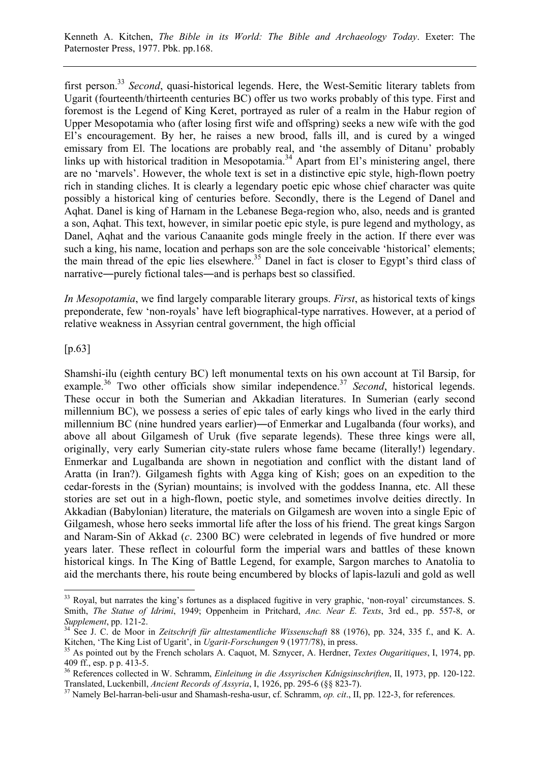first person.[33] *Second*, quasi-historical legends. Here, the West-Semitic literary tablets from Ugarit (fourteenth/thirteenth centuries BC) offer us two works probably of this type. First and foremost is the Legend of King Keret, portrayed as ruler of a realm in the Habur region of Upper Mesopotamia who (after losing first wife and offspring) seeks a new wife with the god El's encouragement. By her, he raises a new brood, falls ill, and is cured by a winged emissary from El. The locations are probably real, and 'the assembly of Ditanu' probably links up with historical tradition in Mesopotamia.[34] Apart from El's ministering angel, there are no 'marvels'. However, the whole text is set in a distinctive epic style, high-flown poetry rich in standing cliches. It is clearly a legendary poetic epic whose chief character was quite possibly a historical king of centuries before. Secondly, there is the Legend of Danel and Aqhat. Danel is king of Harnam in the Lebanese Beqa-region who, also, needs and is granted a son, Aqhat. This text, however, in similar poetic epic style, is pure legend and mythology, as Danel, Aqhat and the various Canaanite gods mingle freely in the action. If there ever was such a king, his name, location and perhaps son are the sole conceivable 'historical' elements; the main thread of the epic lies elsewhere.[35] Danel in fact is closer to Egypt's third class of narrative―purely fictional tales―and is perhaps best so classified.

*In Mesopotamia*, we find largely comparable literary groups. *First*, as historical texts of kings preponderate, few 'non-royals' have left biographical-type narratives. However, at a period of relative weakness in Assyrian central government, the high official

[p.63]

Shamshi-ilu (eighth century BC) left monumental texts on his own account at Til Barsip, for example.[36] Two other officials show similar independence.[37] *Second*, historical legends. These occur in both the Sumerian and Akkadian literatures. In Sumerian (early second millennium BC), we possess a series of epic tales of early kings who lived in the early third millennium BC (nine hundred years earlier)―of Enmerkar and Lugalbanda (four works), and above all about Gilgamesh of Uruk (five separate legends). These three kings were all, originally, very early Sumerian city-state rulers whose fame became (literally!) legendary. Enmerkar and Lugalbanda are shown in negotiation and conflict with the distant land of Aratta (in Iran?). Gilgamesh fights with Agga king of Kish; goes on an expedition to the cedar-forests in the (Syrian) mountains; is involved with the goddess Inanna, etc. All these stories are set out in a high-flown, poetic style, and sometimes involve deities directly. In Akkadian (Babylonian) literature, the materials on Gilgamesh are woven into a single Epic of Gilgamesh, whose hero seeks immortal life after the loss of his friend. The great kings Sargon and Naram-Sin of Akkad (*c*. 2300 BC) were celebrated in legends of five hundred or more years later. These reflect in colourful form the imperial wars and battles of these known historical kings. In The King of Battle Legend, for example, Sargon marches to Anatolia to aid the merchants there, his route being encumbered by blocks of lapis-lazuli and gold as well

---

[33] Royal, but narrates the king's fortunes as a displaced fugitive in very graphic, 'non-royal' circumstances. S. Smith, *The Statue of Idrimi*, 1949; Oppenheim in Pritchard, *Anc. Near E. Texts*, 3rd ed., pp. 557-8, or *Supplement*, pp. 121-2.

[34] See J. C. de Moor in *Zeitschrift für alttestamentliche Wissenschaft* 88 (1976), pp. 324, 335 f., and K. A. Kitchen, 'The King List of Ugarit', in *Ugarit-Forschungen* 9 (1977/78), in press.

[35] As pointed out by the French scholars A. Caquot, M. Sznycer, A. Herdner, *Textes Ougaritiques*, I, 1974, pp. 409 ff., esp. p p. 413-5.

[36] References collected in W. Schramm, *Einleitung in die Assyrischen Kdnigsinschriften*, II, 1973, pp. 120-122. Translated, Luckenbill, *Ancient Records of Assyria*, I, 1926, pp. 295-6 (§§ 823-7).

[37] Namely Bel-harran-beli-usur and Shamash-resha-usur, cf. Schramm, *op. cit*., II, pp. 122-3, for references.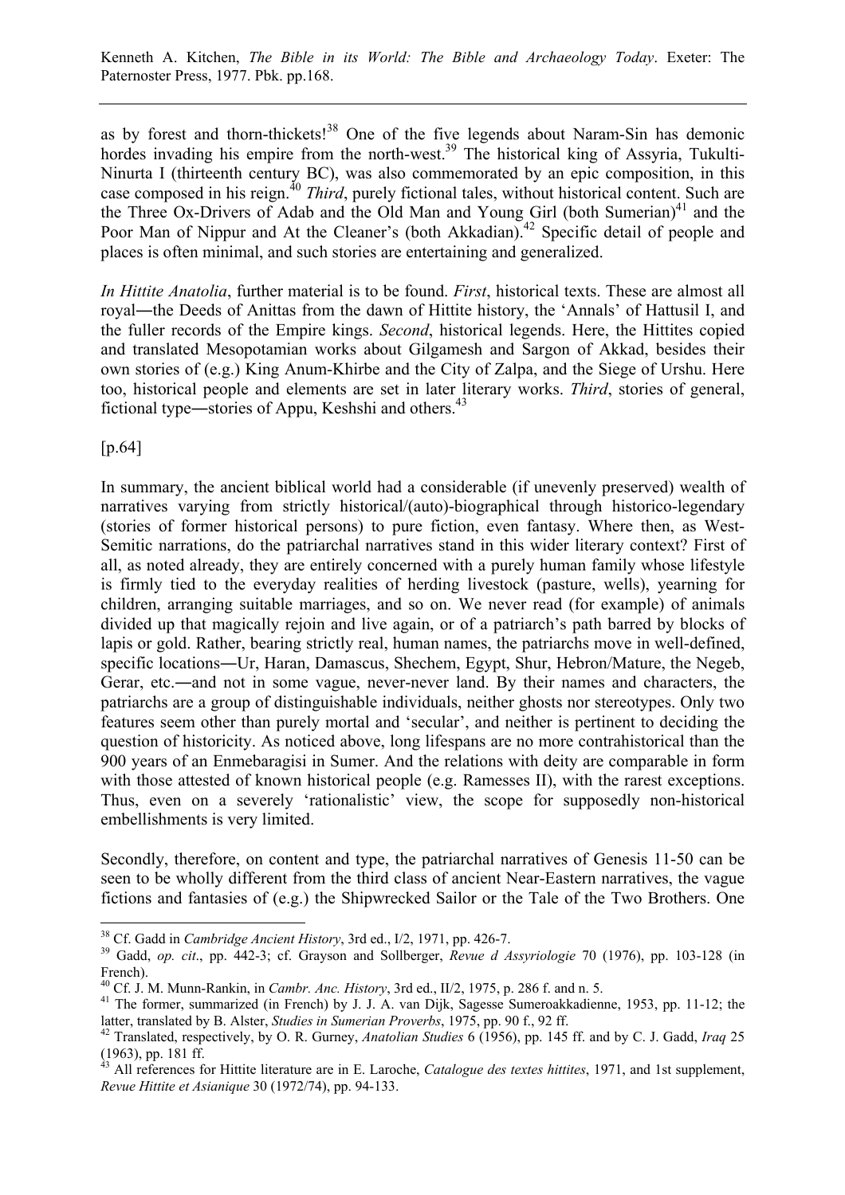as by forest and thorn-thickets![38] One of the five legends about Naram-Sin has demonic hordes invading his empire from the north-west.[39] The historical king of Assyria, Tukulti-Ninurta I (thirteenth century BC), was also commemorated by an epic composition, in this case composed in his reign.[40] *Third*, purely fictional tales, without historical content. Such are the Three Ox-Drivers of Adab and the Old Man and Young Girl (both Sumerian)[41] and the Poor Man of Nippur and At the Cleaner's (both Akkadian).[42] Specific detail of people and places is often minimal, and such stories are entertaining and generalized.

*In Hittite Anatolia*, further material is to be found. *First*, historical texts. These are almost all royal―the Deeds of Anittas from the dawn of Hittite history, the 'Annals' of Hattusil I, and the fuller records of the Empire kings. *Second*, historical legends. Here, the Hittites copied and translated Mesopotamian works about Gilgamesh and Sargon of Akkad, besides their own stories of (e.g.) King Anum-Khirbe and the City of Zalpa, and the Siege of Urshu. Here too, historical people and elements are set in later literary works. *Third*, stories of general, fictional type―stories of Appu, Keshshi and others.[43]

[p.64]

In summary, the ancient biblical world had a considerable (if unevenly preserved) wealth of narratives varying from strictly historical/(auto)-biographical through historico-legendary (stories of former historical persons) to pure fiction, even fantasy. Where then, as West-Semitic narrations, do the patriarchal narratives stand in this wider literary context? First of all, as noted already, they are entirely concerned with a purely human family whose lifestyle is firmly tied to the everyday realities of herding livestock (pasture, wells), yearning for children, arranging suitable marriages, and so on. We never read (for example) of animals divided up that magically rejoin and live again, or of a patriarch's path barred by blocks of lapis or gold. Rather, bearing strictly real, human names, the patriarchs move in well-defined, specific locations―Ur, Haran, Damascus, Shechem, Egypt, Shur, Hebron/Mature, the Negeb, Gerar, etc.―and not in some vague, never-never land. By their names and characters, the patriarchs are a group of distinguishable individuals, neither ghosts nor stereotypes. Only two features seem other than purely mortal and 'secular', and neither is pertinent to deciding the question of historicity. As noticed above, long lifespans are no more contrahistorical than the 900 years of an Enmebaragisi in Sumer. And the relations with deity are comparable in form with those attested of known historical people (e.g. Ramesses II), with the rarest exceptions. Thus, even on a severely 'rationalistic' view, the scope for supposedly non-historical embellishments is very limited.

Secondly, therefore, on content and type, the patriarchal narratives of Genesis 11-50 can be seen to be wholly different from the third class of ancient Near-Eastern narratives, the vague fictions and fantasies of (e.g.) the Shipwrecked Sailor or the Tale of the Two Brothers. One

---

[38] Cf. Gadd in *Cambridge Ancient History*, 3rd ed., I/2, 1971, pp. 426-7.

[39] Gadd, *op. cit*., pp. 442-3; cf. Grayson and Sollberger, *Revue d Assyriologie* 70 (1976), pp. 103-128 (in French).

[40] Cf. J. M. Munn-Rankin, in *Cambr. Anc. History*, 3rd ed., II/2, 1975, p. 286 f. and n. 5.

[41] The former, summarized (in French) by J. J. A. van Dijk, Sagesse Sumeroakkadienne, 1953, pp. 11-12; the latter, translated by B. Alster, *Studies in Sumerian Proverbs*, 1975, pp. 90 f., 92 ff.

[42] Translated, respectively, by O. R. Gurney, *Anatolian Studies* 6 (1956), pp. 145 ff. and by C. J. Gadd, *Iraq* 25 (1963), pp. 181 ff.

[43] All references for Hittite literature are in E. Laroche, *Catalogue des textes hittites*, 1971, and 1st supplement, *Revue Hittite et Asianique* 30 (1972/74), pp. 94-133.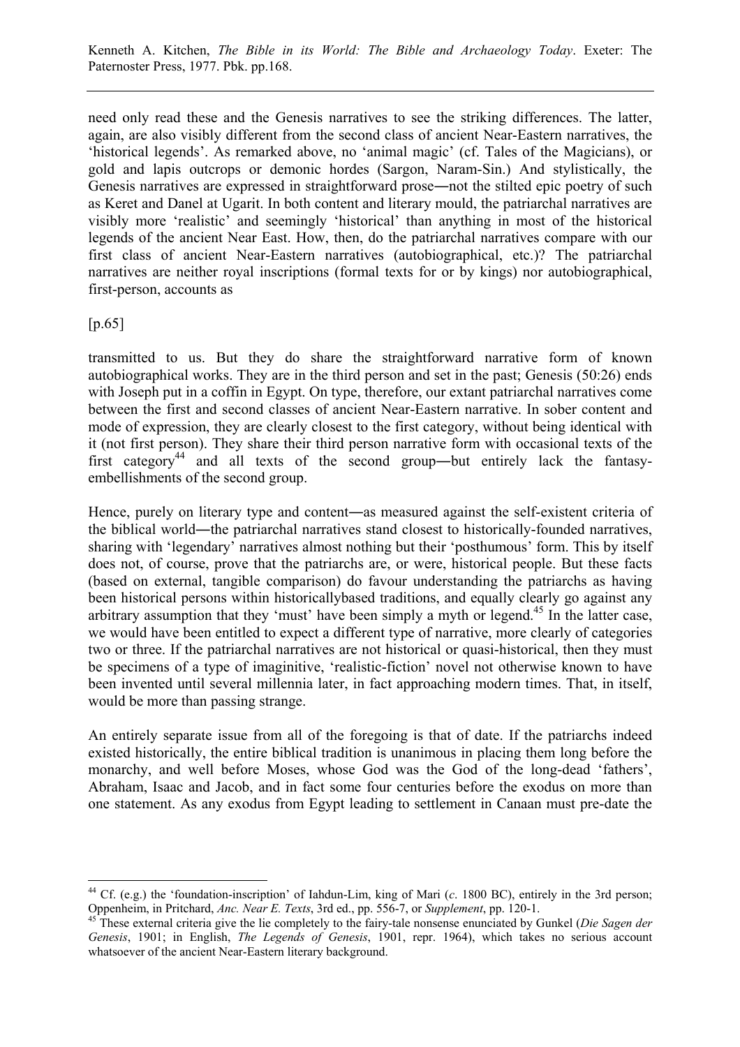need only read these and the Genesis narratives to see the striking differences. The latter, again, are also visibly different from the second class of ancient Near-Eastern narratives, the 'historical legends'. As remarked above, no 'animal magic' (cf. Tales of the Magicians), or gold and lapis outcrops or demonic hordes (Sargon, Naram-Sin.) And stylistically, the Genesis narratives are expressed in straightforward prose―not the stilted epic poetry of such as Keret and Danel at Ugarit. In both content and literary mould, the patriarchal narratives are visibly more 'realistic' and seemingly 'historical' than anything in most of the historical legends of the ancient Near East. How, then, do the patriarchal narratives compare with our first class of ancient Near-Eastern narratives (autobiographical, etc.)? The patriarchal narratives are neither royal inscriptions (formal texts for or by kings) nor autobiographical, first-person, accounts as

[p.65]

transmitted to us. But they do share the straightforward narrative form of known autobiographical works. They are in the third person and set in the past; Genesis (50:26) ends with Joseph put in a coffin in Egypt. On type, therefore, our extant patriarchal narratives come between the first and second classes of ancient Near-Eastern narrative. In sober content and mode of expression, they are clearly closest to the first category, without being identical with it (not first person). They share their third person narrative form with occasional texts of the first category[44] and all texts of the second group―but entirely lack the fantasy-embellishments of the second group.

Hence, purely on literary type and content―as measured against the self-existent criteria of the biblical world―the patriarchal narratives stand closest to historically-founded narratives, sharing with 'legendary' narratives almost nothing but their 'posthumous' form. This by itself does not, of course, prove that the patriarchs are, or were, historical people. But these facts (based on external, tangible comparison) do favour understanding the patriarchs as having been historical persons within historicallybased traditions, and equally clearly go against any arbitrary assumption that they 'must' have been simply a myth or legend.[45] In the latter case, we would have been entitled to expect a different type of narrative, more clearly of categories two or three. If the patriarchal narratives are not historical or quasi-historical, then they must be specimens of a type of imaginitive, 'realistic-fiction' novel not otherwise known to have been invented until several millennia later, in fact approaching modern times. That, in itself, would be more than passing strange.

An entirely separate issue from all of the foregoing is that of date. If the patriarchs indeed existed historically, the entire biblical tradition is unanimous in placing them long before the monarchy, and well before Moses, whose God was the God of the long-dead 'fathers', Abraham, Isaac and Jacob, and in fact some four centuries before the exodus on more than one statement. As any exodus from Egypt leading to settlement in Canaan must pre-date the

---

[44] Cf. (e.g.) the 'foundation-inscription' of Iahdun-Lim, king of Mari (*c*. 1800 BC), entirely in the 3rd person; Oppenheim, in Pritchard, *Anc. Near E. Texts*, 3rd ed., pp. 556-7, or *Supplement*, pp. 120-1.

[45] These external criteria give the lie completely to the fairy-tale nonsense enunciated by Gunkel (*Die Sagen der Genesis*, 1901; in English, *The Legends of Genesis*, 1901, repr. 1964), which takes no serious account whatsoever of the ancient Near-Eastern literary background.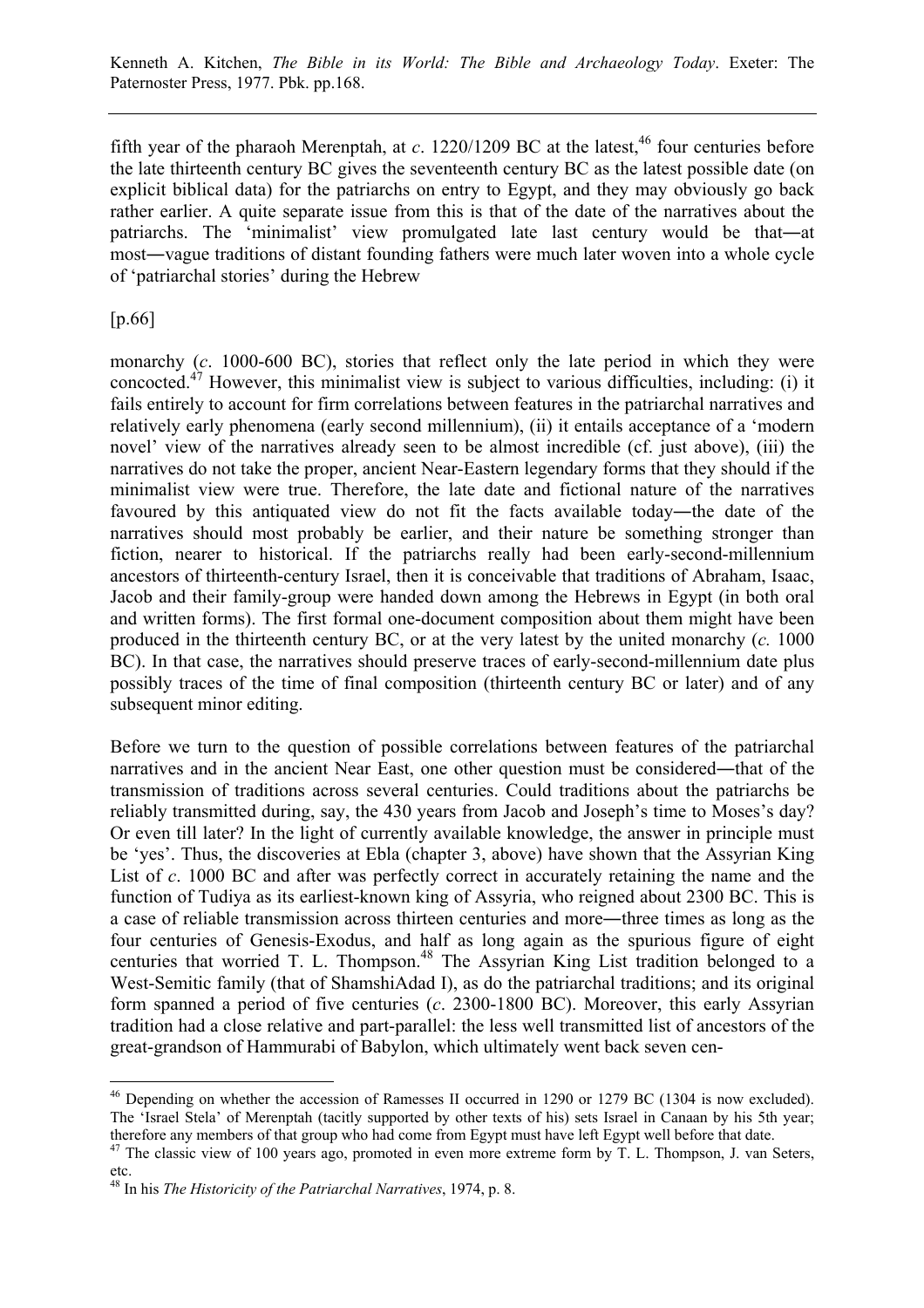fifth year of the pharaoh Merenptah, at *c*. 1220/1209 BC at the latest,[46] four centuries before the late thirteenth century BC gives the seventeenth century BC as the latest possible date (on explicit biblical data) for the patriarchs on entry to Egypt, and they may obviously go back rather earlier. A quite separate issue from this is that of the date of the narratives about the patriarchs. The 'minimalist' view promulgated late last century would be that―at most―vague traditions of distant founding fathers were much later woven into a whole cycle of 'patriarchal stories' during the Hebrew

[p.66]

monarchy (*c*. 1000-600 BC), stories that reflect only the late period in which they were concocted.[47] However, this minimalist view is subject to various difficulties, including: (i) it fails entirely to account for firm correlations between features in the patriarchal narratives and relatively early phenomena (early second millennium), (ii) it entails acceptance of a 'modern novel' view of the narratives already seen to be almost incredible (cf. just above), (iii) the narratives do not take the proper, ancient Near-Eastern legendary forms that they should if the minimalist view were true. Therefore, the late date and fictional nature of the narratives favoured by this antiquated view do not fit the facts available today―the date of the narratives should most probably be earlier, and their nature be something stronger than fiction, nearer to historical. If the patriarchs really had been early-second-millennium ancestors of thirteenth-century Israel, then it is conceivable that traditions of Abraham, Isaac, Jacob and their family-group were handed down among the Hebrews in Egypt (in both oral and written forms). The first formal one-document composition about them might have been produced in the thirteenth century BC, or at the very latest by the united monarchy (*c.* 1000 BC). In that case, the narratives should preserve traces of early-second-millennium date plus possibly traces of the time of final composition (thirteenth century BC or later) and of any subsequent minor editing.

Before we turn to the question of possible correlations between features of the patriarchal narratives and in the ancient Near East, one other question must be considered―that of the transmission of traditions across several centuries. Could traditions about the patriarchs be reliably transmitted during, say, the 430 years from Jacob and Joseph's time to Moses's day? Or even till later? In the light of currently available knowledge, the answer in principle must be 'yes'. Thus, the discoveries at Ebla (chapter 3, above) have shown that the Assyrian King List of *c*. 1000 BC and after was perfectly correct in accurately retaining the name and the function of Tudiya as its earliest-known king of Assyria, who reigned about 2300 BC. This is a case of reliable transmission across thirteen centuries and more―three times as long as the four centuries of Genesis-Exodus, and half as long again as the spurious figure of eight centuries that worried T. L. Thompson.[48] The Assyrian King List tradition belonged to a West-Semitic family (that of ShamshiAdad I), as do the patriarchal traditions; and its original form spanned a period of five centuries (*c*. 2300-1800 BC). Moreover, this early Assyrian tradition had a close relative and part-parallel: the less well transmitted list of ancestors of the great-grandson of Hammurabi of Babylon, which ultimately went back seven cen-

---

[46] Depending on whether the accession of Ramesses II occurred in 1290 or 1279 BC (1304 is now excluded). The 'Israel Stela' of Merenptah (tacitly supported by other texts of his) sets Israel in Canaan by his 5th year; therefore any members of that group who had come from Egypt must have left Egypt well before that date.

[47] The classic view of 100 years ago, promoted in even more extreme form by T. L. Thompson, J. van Seters, etc.

[48] In his *The Historicity of the Patriarchal Narratives*, 1974, p. 8.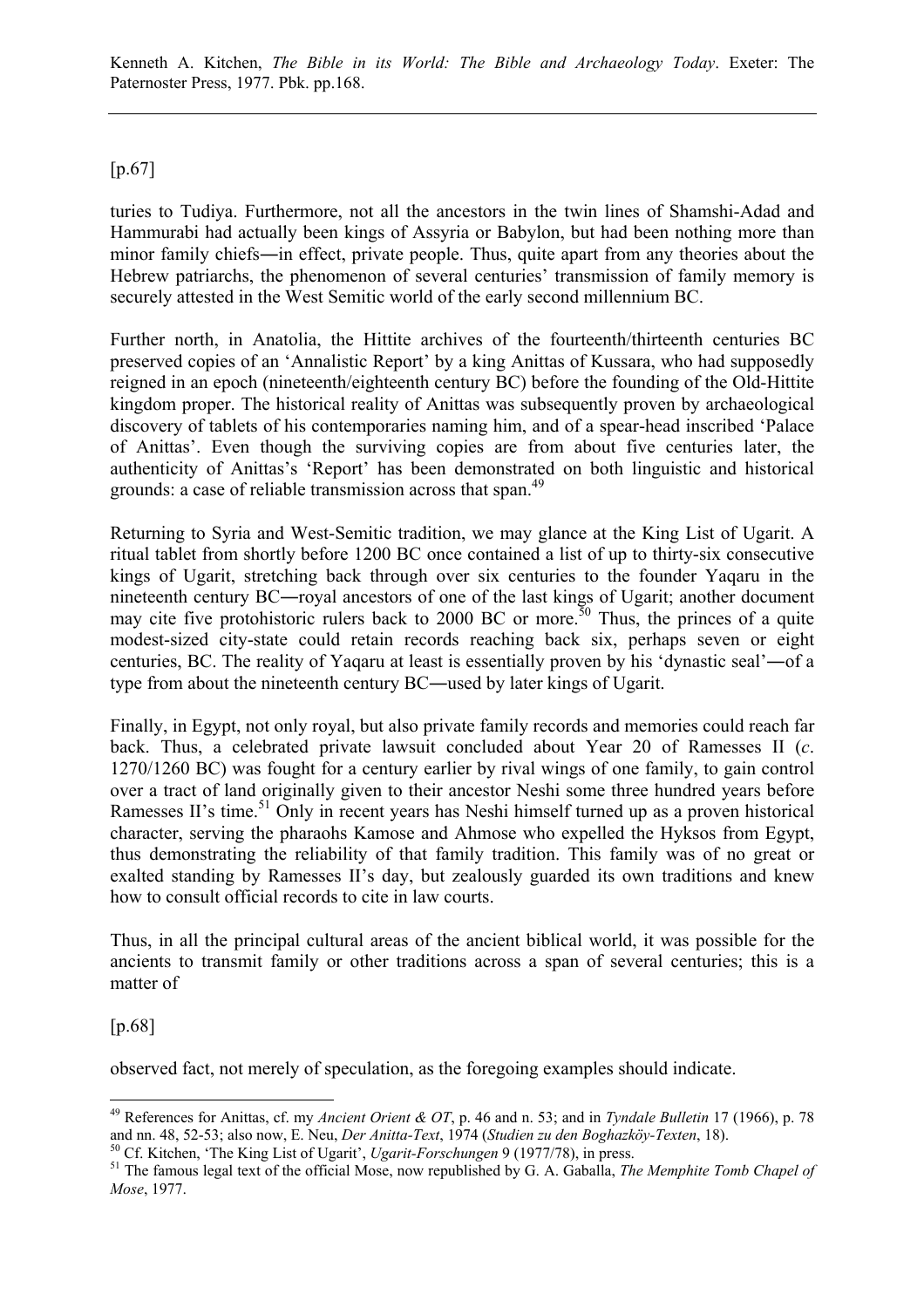[p.67]

turies to Tudiya. Furthermore, not all the ancestors in the twin lines of Shamshi-Adad and Hammurabi had actually been kings of Assyria or Babylon, but had been nothing more than minor family chiefs―in effect, private people. Thus, quite apart from any theories about the Hebrew patriarchs, the phenomenon of several centuries' transmission of family memory is securely attested in the West Semitic world of the early second millennium BC.

Further north, in Anatolia, the Hittite archives of the fourteenth/thirteenth centuries BC preserved copies of an 'Annalistic Report' by a king Anittas of Kussara, who had supposedly reigned in an epoch (nineteenth/eighteenth century BC) before the founding of the Old-Hittite kingdom proper. The historical reality of Anittas was subsequently proven by archaeological discovery of tablets of his contemporaries naming him, and of a spear-head inscribed 'Palace of Anittas'. Even though the surviving copies are from about five centuries later, the authenticity of Anittas's 'Report' has been demonstrated on both linguistic and historical grounds: a case of reliable transmission across that span.[49]

Returning to Syria and West-Semitic tradition, we may glance at the King List of Ugarit. A ritual tablet from shortly before 1200 BC once contained a list of up to thirty-six consecutive kings of Ugarit, stretching back through over six centuries to the founder Yaqaru in the nineteenth century BC―royal ancestors of one of the last kings of Ugarit; another document may cite five protohistoric rulers back to 2000 BC or more.[50] Thus, the princes of a quite modest-sized city-state could retain records reaching back six, perhaps seven or eight centuries, BC. The reality of Yaqaru at least is essentially proven by his 'dynastic seal'―of a type from about the nineteenth century BC―used by later kings of Ugarit.

Finally, in Egypt, not only royal, but also private family records and memories could reach far back. Thus, a celebrated private lawsuit concluded about Year 20 of Ramesses II (*c*. 1270/1260 BC) was fought for a century earlier by rival wings of one family, to gain control over a tract of land originally given to their ancestor Neshi some three hundred years before Ramesses II's time.[51] Only in recent years has Neshi himself turned up as a proven historical character, serving the pharaohs Kamose and Ahmose who expelled the Hyksos from Egypt, thus demonstrating the reliability of that family tradition. This family was of no great or exalted standing by Ramesses II's day, but zealously guarded its own traditions and knew how to consult official records to cite in law courts.

Thus, in all the principal cultural areas of the ancient biblical world, it was possible for the ancients to transmit family or other traditions across a span of several centuries; this is a matter of

[p.68]

observed fact, not merely of speculation, as the foregoing examples should indicate.

---

[49] References for Anittas, cf. my *Ancient Orient & OT*, p. 46 and n. 53; and in *Tyndale Bulletin* 17 (1966), p. 78 and nn. 48, 52-53; also now, E. Neu, *Der Anitta-Text*, 1974 (*Studien zu den Boghazköy-Texten*, 18).

[50] Cf. Kitchen, 'The King List of Ugarit', *Ugarit-Forschungen* 9 (1977/78), in press.

[51] The famous legal text of the official Mose, now republished by G. A. Gaballa, *The Memphite Tomb Chapel of Mose*, 1977.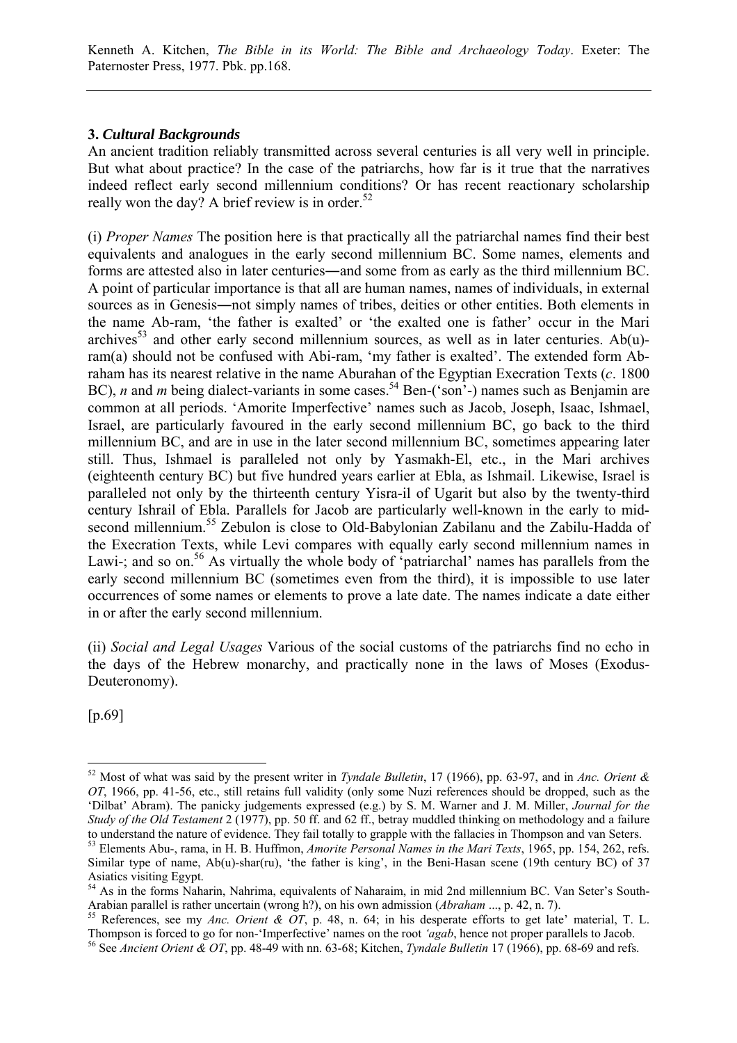Kenneth A. Kitchen, *The Bible in its World: The Bible and Archaeology Today*. Exeter: The Paternoster Press, 1977. Pbk. pp.168.

### 3. *Cultural Backgrounds*

An ancient tradition reliably transmitted across several centuries is all very well in principle. But what about practice? In the case of the patriarchs, how far is it true that the narratives indeed reflect early second millennium conditions? Or has recent reactionary scholarship really won the day? A brief review is in order.[52]

(i) *Proper Names* The position here is that practically all the patriarchal names find their best equivalents and analogues in the early second millennium BC. Some names, elements and forms are attested also in later centuries―and some from as early as the third millennium BC. A point of particular importance is that all are human names, names of individuals, in external sources as in Genesis―not simply names of tribes, deities or other entities. Both elements in the name Ab-ram, 'the father is exalted' or 'the exalted one is father' occur in the Mari archives[53] and other early second millennium sources, as well as in later centuries. Ab(u)-ram(a) should not be confused with Abi-ram, 'my father is exalted'. The extended form Ab-raham has its nearest relative in the name Aburahan of the Egyptian Execration Texts (*c*. 1800 BC), *n* and *m* being dialect-variants in some cases.[54] Ben-('son'-) names such as Benjamin are common at all periods. 'Amorite Imperfective' names such as Jacob, Joseph, Isaac, Ishmael, Israel, are particularly favoured in the early second millennium BC, go back to the third millennium BC, and are in use in the later second millennium BC, sometimes appearing later still. Thus, Ishmael is paralleled not only by Yasmakh-El, etc., in the Mari archives (eighteenth century BC) but five hundred years earlier at Ebla, as Ishmail. Likewise, Israel is paralleled not only by the thirteenth century Yisra-il of Ugarit but also by the twenty-third century Ishrail of Ebla. Parallels for Jacob are particularly well-known in the early to mid-second millennium.[55] Zebulon is close to Old-Babylonian Zabilanu and the Zabilu-Hadda of the Execration Texts, while Levi compares with equally early second millennium names in Lawi-; and so on.[56] As virtually the whole body of 'patriarchal' names has parallels from the early second millennium BC (sometimes even from the third), it is impossible to use later occurrences of some names or elements to prove a late date. The names indicate a date either in or after the early second millennium.

(ii) *Social and Legal Usages* Various of the social customs of the patriarchs find no echo in the days of the Hebrew monarchy, and practically none in the laws of Moses (Exodus-Deuteronomy).

[p.69]

---

[52] Most of what was said by the present writer in *Tyndale Bulletin*, 17 (1966), pp. 63-97, and in *Anc. Orient & OT*, 1966, pp. 41-56, etc., still retains full validity (only some Nuzi references should be dropped, such as the 'Dilbat' Abram). The panicky judgements expressed (e.g.) by S. M. Warner and J. M. Miller, *Journal for the Study of the Old Testament* 2 (1977), pp. 50 ff. and 62 ff., betray muddled thinking on methodology and a failure to understand the nature of evidence. They fail totally to grapple with the fallacies in Thompson and van Seters.

[53] Elements Abu-, rama, in H. B. Huffmon, *Amorite Personal Names in the Mari Texts*, 1965, pp. 154, 262, refs. Similar type of name, Ab(u)-shar(ru), 'the father is king', in the Beni-Hasan scene (19th century BC) of 37 Asiatics visiting Egypt.

[54] As in the forms Naharin, Nahrima, equivalents of Naharaim, in mid 2nd millennium BC. Van Seter's South-Arabian parallel is rather uncertain (wrong h?), on his own admission (*Abraham* ..., p. 42, n. 7).

[55] References, see my *Anc. Orient & OT*, p. 48, n. 64; in his desperate efforts to get late' material, T. L. Thompson is forced to go for non-'Imperfective' names on the root *'agab*, hence not proper parallels to Jacob.

[56] See *Ancient Orient & OT*, pp. 48-49 with nn. 63-68; Kitchen, *Tyndale Bulletin* 17 (1966), pp. 68-69 and refs.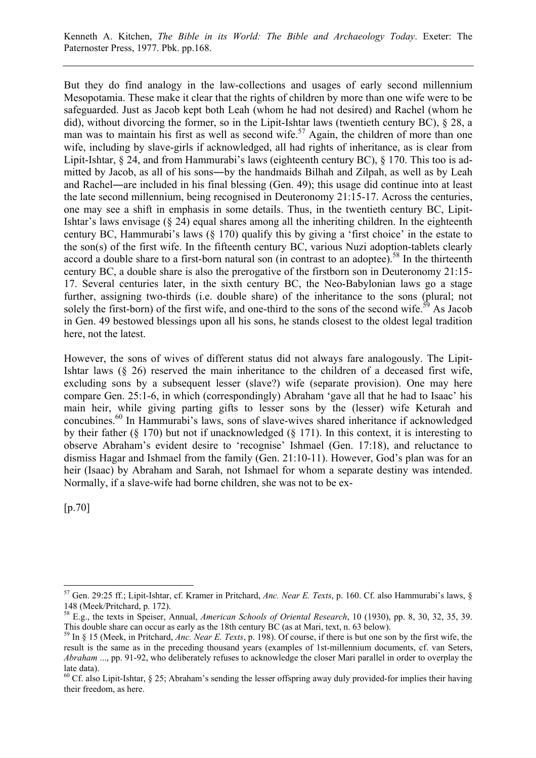But they do find analogy in the law-collections and usages of early second millennium Mesopotamia. These make it clear that the rights of children by more than one wife were to be safeguarded. Just as Jacob kept both Leah (whom he had not desired) and Rachel (whom he did), without divorcing the former, so in the Lipit-Ishtar laws (twentieth century BC), § 28, a man was to maintain his first as well as second wife.[57] Again, the children of more than one wife, including by slave-girls if acknowledged, all had rights of inheritance, as is clear from Lipit-Ishtar, § 24, and from Hammurabi's laws (eighteenth century BC), § 170. This too is admitted by Jacob, as all of his sons―by the handmaids Bilhah and Zilpah, as well as by Leah and Rachel―are included in his final blessing (Gen. 49); this usage did continue into at least the late second millennium, being recognised in Deuteronomy 21:15-17. Across the centuries, one may see a shift in emphasis in some details. Thus, in the twentieth century BC, Lipit-Ishtar's laws envisage (§ 24) equal shares among all the inheriting children. In the eighteenth century BC, Hammurabi's laws (§ 170) qualify this by giving a 'first choice' in the estate to the son(s) of the first wife. In the fifteenth century BC, various Nuzi adoption-tablets clearly accord a double share to a first-born natural son (in contrast to an adoptee).[58] In the thirteenth century BC, a double share is also the prerogative of the firstborn son in Deuteronomy 21:15-17. Several centuries later, in the sixth century BC, the Neo-Babylonian laws go a stage further, assigning two-thirds (i.e. double share) of the inheritance to the sons (plural; not solely the first-born) of the first wife, and one-third to the sons of the second wife.[59] As Jacob in Gen. 49 bestowed blessings upon all his sons, he stands closest to the oldest legal tradition here, not the latest.

However, the sons of wives of different status did not always fare analogously. The Lipit-Ishtar laws (§ 26) reserved the main inheritance to the children of a deceased first wife, excluding sons by a subsequent lesser (slave?) wife (separate provision). One may here compare Gen. 25:1-6, in which (correspondingly) Abraham 'gave all that he had to Isaac' his main heir, while giving parting gifts to lesser sons by the (lesser) wife Keturah and concubines.[60] In Hammurabi's laws, sons of slave-wives shared inheritance if acknowledged by their father (§ 170) but not if unacknowledged (§ 171). In this context, it is interesting to observe Abraham's evident desire to 'recognise' Ishmael (Gen. 17:18), and reluctance to dismiss Hagar and Ishmael from the family (Gen. 21:10-11). However, God's plan was for an heir (Isaac) by Abraham and Sarah, not Ishmael for whom a separate destiny was intended. Normally, if a slave-wife had borne children, she was not to be ex-

[p.70]

---

[57] Gen. 29:25 ff.; Lipit-Ishtar, cf. Kramer in Pritchard, *Anc. Near E. Texts*, p. 160. Cf. also Hammurabi's laws, § 148 (Meek/Pritchard, p. 172).

[58] E.g., the texts in Speiser, Annual, *American Schools of Oriental Research*, 10 (1930), pp. 8, 30, 32, 35, 39. This double share can occur as early as the 18th century BC (as at Mari, text, n. 63 below).

[59] In § 15 (Meek, in Pritchard, *Anc. Near E. Texts*, p. 198). Of course, if there is but one son by the first wife, the result is the same as in the preceding thousand years (examples of 1st-millennium documents, cf. van Seters, *Abraham* ..., pp. 91-92, who deliberately refuses to acknowledge the closer Mari parallel in order to overplay the late data).

[60] Cf. also Lipit-Ishtar, § 25; Abraham's sending the lesser offspring away duly provided-for implies their having their freedom, as here.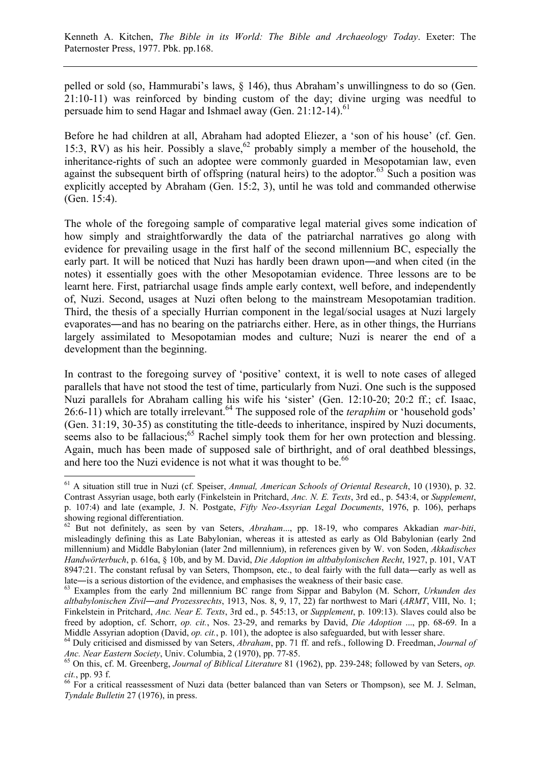pelled or sold (so, Hammurabi's laws, § 146), thus Abraham's unwillingness to do so (Gen. 21:10-11) was reinforced by binding custom of the day; divine urging was needful to persuade him to send Hagar and Ishmael away (Gen. 21:12-14).[61]

Before he had children at all, Abraham had adopted Eliezer, a 'son of his house' (cf. Gen. 15:3, RV) as his heir. Possibly a slave,[62] probably simply a member of the household, the inheritance-rights of such an adoptee were commonly guarded in Mesopotamian law, even against the subsequent birth of offspring (natural heirs) to the adoptor.[63] Such a position was explicitly accepted by Abraham (Gen. 15:2, 3), until he was told and commanded otherwise (Gen. 15:4).

The whole of the foregoing sample of comparative legal material gives some indication of how simply and straightforwardly the data of the patriarchal narratives go along with evidence for prevailing usage in the first half of the second millennium BC, especially the early part. It will be noticed that Nuzi has hardly been drawn upon―and when cited (in the notes) it essentially goes with the other Mesopotamian evidence. Three lessons are to be learnt here. First, patriarchal usage finds ample early context, well before, and independently of, Nuzi. Second, usages at Nuzi often belong to the mainstream Mesopotamian tradition. Third, the thesis of a specially Hurrian component in the legal/social usages at Nuzi largely evaporates―and has no bearing on the patriarchs either. Here, as in other things, the Hurrians largely assimilated to Mesopotamian modes and culture; Nuzi is nearer the end of a development than the beginning.

In contrast to the foregoing survey of 'positive' context, it is well to note cases of alleged parallels that have not stood the test of time, particularly from Nuzi. One such is the supposed Nuzi parallels for Abraham calling his wife his 'sister' (Gen. 12:10-20; 20:2 ff.; cf. Isaac, 26:6-11) which are totally irrelevant.[64] The supposed role of the *teraphim* or 'household gods' (Gen. 31:19, 30-35) as constituting the title-deeds to inheritance, inspired by Nuzi documents, seems also to be fallacious;[65] Rachel simply took them for her own protection and blessing. Again, much has been made of supposed sale of birthright, and of oral deathbed blessings, and here too the Nuzi evidence is not what it was thought to be.[66]

---

[61] A situation still true in Nuzi (cf. Speiser, *Annual, American Schools of Oriental Research*, 10 (1930), p. 32. Contrast Assyrian usage, both early (Finkelstein in Pritchard, *Anc. N. E. Texts*, 3rd ed., p. 543:4, or *Supplement*, p. 107:4) and late (example, J. N. Postgate, *Fifty Neo-Assyrian Legal Documents*, 1976, p. 106), perhaps showing regional differentiation.

[62] But not definitely, as seen by van Seters, *Abraham*..., pp. 18-19, who compares Akkadian *mar-biti*, misleadingly defining this as Late Babylonian, whereas it is attested as early as Old Babylonian (early 2nd millennium) and Middle Babylonian (later 2nd millennium), in references given by W. von Soden, *Akkadisches Handwörterbuch*, p. 616a, § 10b, and by M. David, *Die Adoption im altbabylonischen Recht*, 1927, p. 101, VAT 8947:21. The constant refusal by van Seters, Thompson, etc., to deal fairly with the full data―early as well as late―is a serious distortion of the evidence, and emphasises the weakness of their basic case.

[63] Examples from the early 2nd millennium BC range from Sippar and Babylon (M. Schorr, *Urkunden des altbabylonischen Zivil―and Prozessrechts*, 1913, Nos. 8, 9, 17, 22) far northwest to Mari (*ARMT*, VIII, No. 1; Finkelstein in Pritchard, *Anc. Near E. Texts*, 3rd ed., p. 545:13, or *Supplement*, p. 109:13). Slaves could also be freed by adoption, cf. Schorr, *op. cit.*, Nos. 23-29, and remarks by David, *Die Adoption* ..., pp. 68-69. In a Middle Assyrian adoption (David, *op. cit.*, p. 101), the adoptee is also safeguarded, but with lesser share.

[64] Duly criticised and dismissed by van Seters, *Abraham*, pp. 71 ff. and refs., following D. Freedman, *Journal of Anc. Near Eastern Society*, Univ. Columbia, 2 (1970), pp. 77-85.

[65] On this, cf. M. Greenberg, *Journal of Biblical Literature* 81 (1962), pp. 239-248; followed by van Seters, *op. cit.*, pp. 93 f.

[66] For a critical reassessment of Nuzi data (better balanced than van Seters or Thompson), see M. J. Selman, *Tyndale Bulletin* 27 (1976), in press.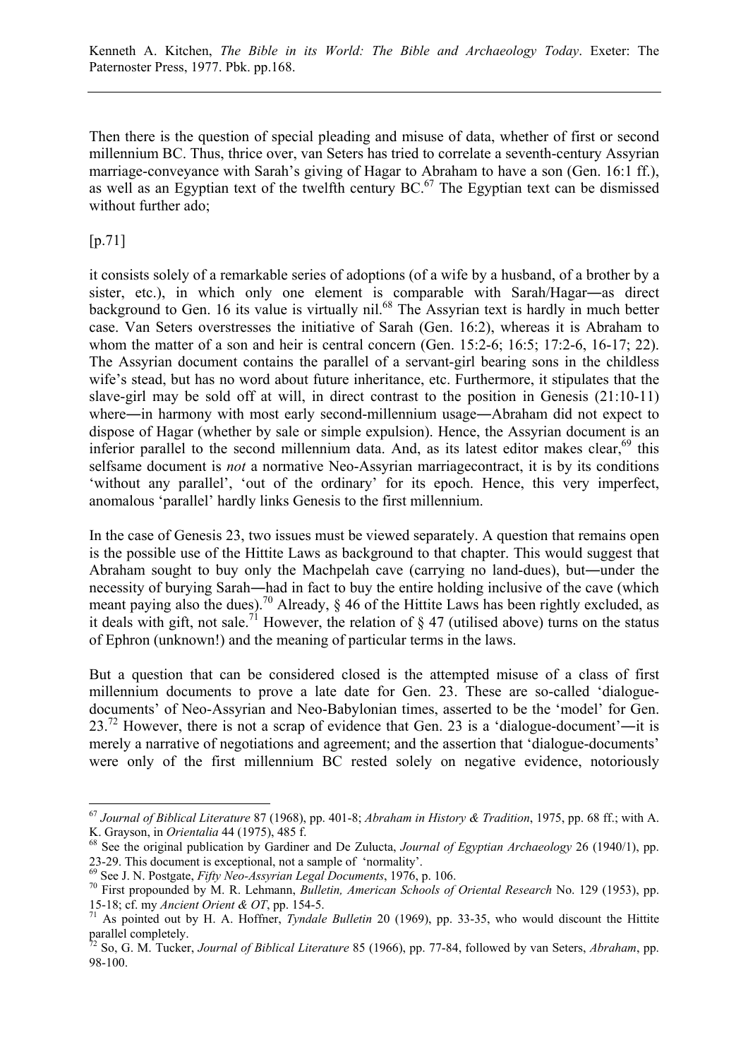Then there is the question of special pleading and misuse of data, whether of first or second millennium BC. Thus, thrice over, van Seters has tried to correlate a seventh-century Assyrian marriage-conveyance with Sarah's giving of Hagar to Abraham to have a son (Gen. 16:1 ff.), as well as an Egyptian text of the twelfth century BC.[67] The Egyptian text can be dismissed without further ado;

[p.71]

it consists solely of a remarkable series of adoptions (of a wife by a husband, of a brother by a sister, etc.), in which only one element is comparable with Sarah/Hagar―as direct background to Gen. 16 its value is virtually nil.[68] The Assyrian text is hardly in much better case. Van Seters overstresses the initiative of Sarah (Gen. 16:2), whereas it is Abraham to whom the matter of a son and heir is central concern (Gen. 15:2-6; 16:5; 17:2-6, 16-17; 22). The Assyrian document contains the parallel of a servant-girl bearing sons in the childless wife's stead, but has no word about future inheritance, etc. Furthermore, it stipulates that the slave-girl may be sold off at will, in direct contrast to the position in Genesis (21:10-11) where―in harmony with most early second-millennium usage―Abraham did not expect to dispose of Hagar (whether by sale or simple expulsion). Hence, the Assyrian document is an inferior parallel to the second millennium data. And, as its latest editor makes clear,[69] this selfsame document is *not* a normative Neo-Assyrian marriagecontract, it is by its conditions 'without any parallel', 'out of the ordinary' for its epoch. Hence, this very imperfect, anomalous 'parallel' hardly links Genesis to the first millennium.

In the case of Genesis 23, two issues must be viewed separately. A question that remains open is the possible use of the Hittite Laws as background to that chapter. This would suggest that Abraham sought to buy only the Machpelah cave (carrying no land-dues), but―under the necessity of burying Sarah―had in fact to buy the entire holding inclusive of the cave (which meant paying also the dues).[70] Already, § 46 of the Hittite Laws has been rightly excluded, as it deals with gift, not sale.[71] However, the relation of § 47 (utilised above) turns on the status of Ephron (unknown!) and the meaning of particular terms in the laws.

But a question that can be considered closed is the attempted misuse of a class of first millennium documents to prove a late date for Gen. 23. These are so-called 'dialogue-documents' of Neo-Assyrian and Neo-Babylonian times, asserted to be the 'model' for Gen. 23.[72] However, there is not a scrap of evidence that Gen. 23 is a 'dialogue-document'―it is merely a narrative of negotiations and agreement; and the assertion that 'dialogue-documents' were only of the first millennium BC rested solely on negative evidence, notoriously

---

[67] *Journal of Biblical Literature* 87 (1968), pp. 401-8; *Abraham in History & Tradition*, 1975, pp. 68 ff.; with A. K. Grayson, in *Orientalia* 44 (1975), 485 f.

[68] See the original publication by Gardiner and De Zulucta, *Journal of Egyptian Archaeology* 26 (1940/1), pp. 23-29. This document is exceptional, not a sample of 'normality'.

[69] See J. N. Postgate, *Fifty Neo-Assyrian Legal Documents*, 1976, p. 106.

[70] First propounded by M. R. Lehmann, *Bulletin, American Schools of Oriental Research* No. 129 (1953), pp. 15-18; cf. my *Ancient Orient & OT*, pp. 154-5.

[71] As pointed out by H. A. Hoffner, *Tyndale Bulletin* 20 (1969), pp. 33-35, who would discount the Hittite parallel completely.

[72] So, G. M. Tucker, *Journal of Biblical Literature* 85 (1966), pp. 77-84, followed by van Seters, *Abraham*, pp. 98-100.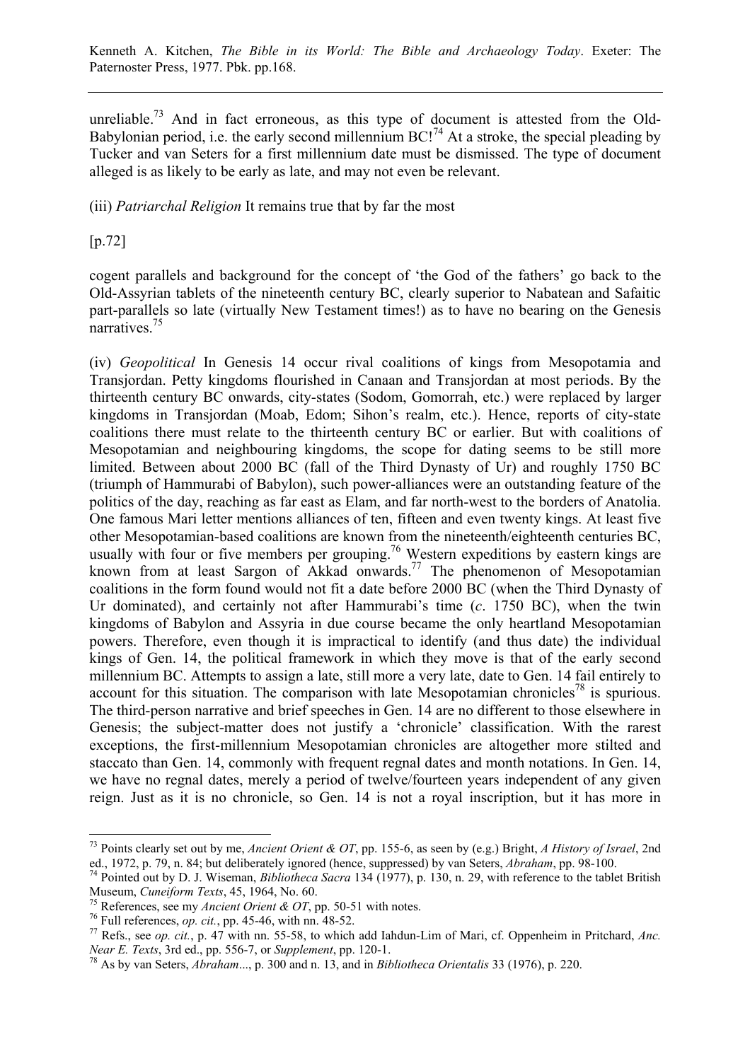unreliable.[73] And in fact erroneous, as this type of document is attested from the Old-Babylonian period, i.e. the early second millennium BC![74] At a stroke, the special pleading by Tucker and van Seters for a first millennium date must be dismissed. The type of document alleged is as likely to be early as late, and may not even be relevant.

(iii) *Patriarchal Religion* It remains true that by far the most

[p.72]

cogent parallels and background for the concept of 'the God of the fathers' go back to the Old-Assyrian tablets of the nineteenth century BC, clearly superior to Nabatean and Safaitic part-parallels so late (virtually New Testament times!) as to have no bearing on the Genesis narratives.[75]

(iv) *Geopolitical* In Genesis 14 occur rival coalitions of kings from Mesopotamia and Transjordan. Petty kingdoms flourished in Canaan and Transjordan at most periods. By the thirteenth century BC onwards, city-states (Sodom, Gomorrah, etc.) were replaced by larger kingdoms in Transjordan (Moab, Edom; Sihon's realm, etc.). Hence, reports of city-state coalitions there must relate to the thirteenth century BC or earlier. But with coalitions of Mesopotamian and neighbouring kingdoms, the scope for dating seems to be still more limited. Between about 2000 BC (fall of the Third Dynasty of Ur) and roughly 1750 BC (triumph of Hammurabi of Babylon), such power-alliances were an outstanding feature of the politics of the day, reaching as far east as Elam, and far north-west to the borders of Anatolia. One famous Mari letter mentions alliances of ten, fifteen and even twenty kings. At least five other Mesopotamian-based coalitions are known from the nineteenth/eighteenth centuries BC, usually with four or five members per grouping.[76] Western expeditions by eastern kings are known from at least Sargon of Akkad onwards.[77] The phenomenon of Mesopotamian coalitions in the form found would not fit a date before 2000 BC (when the Third Dynasty of Ur dominated), and certainly not after Hammurabi's time (*c*. 1750 BC), when the twin kingdoms of Babylon and Assyria in due course became the only heartland Mesopotamian powers. Therefore, even though it is impractical to identify (and thus date) the individual kings of Gen. 14, the political framework in which they move is that of the early second millennium BC. Attempts to assign a late, still more a very late, date to Gen. 14 fail entirely to account for this situation. The comparison with late Mesopotamian chronicles[78] is spurious. The third-person narrative and brief speeches in Gen. 14 are no different to those elsewhere in Genesis; the subject-matter does not justify a 'chronicle' classification. With the rarest exceptions, the first-millennium Mesopotamian chronicles are altogether more stilted and staccato than Gen. 14, commonly with frequent regnal dates and month notations. In Gen. 14, we have no regnal dates, merely a period of twelve/fourteen years independent of any given reign. Just as it is no chronicle, so Gen. 14 is not a royal inscription, but it has more in

---

[73] Points clearly set out by me, *Ancient Orient & OT*, pp. 155-6, as seen by (e.g.) Bright, *A History of Israel*, 2nd ed., 1972, p. 79, n. 84; but deliberately ignored (hence, suppressed) by van Seters, *Abraham*, pp. 98-100.

[74] Pointed out by D. J. Wiseman, *Bibliotheca Sacra* 134 (1977), p. 130, n. 29, with reference to the tablet British Museum, *Cuneiform Texts*, 45, 1964, No. 60.

[75] References, see my *Ancient Orient & OT*, pp. 50-51 with notes.

[76] Full references, *op. cit.*, pp. 45-46, with nn. 48-52.

[77] Refs., see *op. cit.*, p. 47 with nn. 55-58, to which add Iahdun-Lim of Mari, cf. Oppenheim in Pritchard, *Anc. Near E. Texts*, 3rd ed., pp. 556-7, or *Supplement*, pp. 120-1.

[78] As by van Seters, *Abraham*..., p. 300 and n. 13, and in *Bibliotheca Orientalis* 33 (1976), p. 220.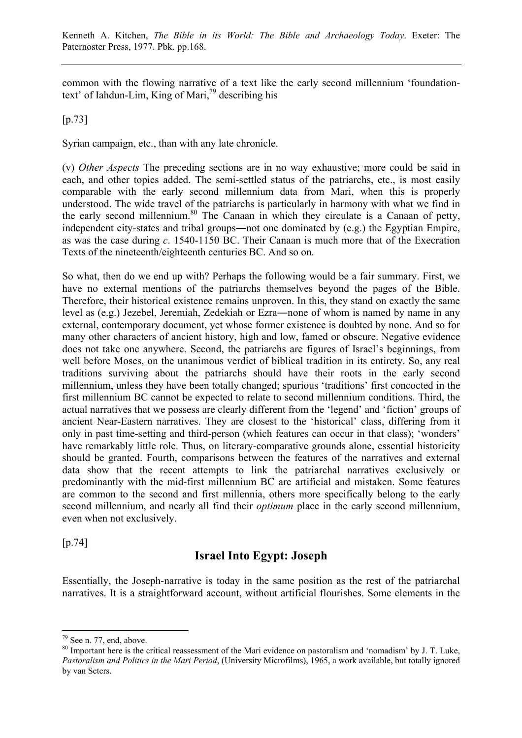common with the flowing narrative of a text like the early second millennium 'foundation-text' of Iahdun-Lim, King of Mari,[79] describing his

[p.73]

Syrian campaign, etc., than with any late chronicle.

(v) *Other Aspects* The preceding sections are in no way exhaustive; more could be said in each, and other topics added. The semi-settled status of the patriarchs, etc., is most easily comparable with the early second millennium data from Mari, when this is properly understood. The wide travel of the patriarchs is particularly in harmony with what we find in the early second millennium.[80] The Canaan in which they circulate is a Canaan of petty, independent city-states and tribal groups―not one dominated by (e.g.) the Egyptian Empire, as was the case during *c*. 1540-1150 BC. Their Canaan is much more that of the Execration Texts of the nineteenth/eighteenth centuries BC. And so on.

So what, then do we end up with? Perhaps the following would be a fair summary. First, we have no external mentions of the patriarchs themselves beyond the pages of the Bible. Therefore, their historical existence remains unproven. In this, they stand on exactly the same level as (e.g.) Jezebel, Jeremiah, Zedekiah or Ezra―none of whom is named by name in any external, contemporary document, yet whose former existence is doubted by none. And so for many other characters of ancient history, high and low, famed or obscure. Negative evidence does not take one anywhere. Second, the patriarchs are figures of Israel's beginnings, from well before Moses, on the unanimous verdict of biblical tradition in its entirety. So, any real traditions surviving about the patriarchs should have their roots in the early second millennium, unless they have been totally changed; spurious 'traditions' first concocted in the first millennium BC cannot be expected to relate to second millennium conditions. Third, the actual narratives that we possess are clearly different from the 'legend' and 'fiction' groups of ancient Near-Eastern narratives. They are closest to the 'historical' class, differing from it only in past time-setting and third-person (which features can occur in that class); 'wonders' have remarkably little role. Thus, on literary-comparative grounds alone, essential historicity should be granted. Fourth, comparisons between the features of the narratives and external data show that the recent attempts to link the patriarchal narratives exclusively or predominantly with the mid-first millennium BC are artificial and mistaken. Some features are common to the second and first millennia, others more specifically belong to the early second millennium, and nearly all find their *optimum* place in the early second millennium, even when not exclusively.

[p.74]

## Israel Into Egypt: Joseph

Essentially, the Joseph-narrative is today in the same position as the rest of the patriarchal narratives. It is a straightforward account, without artificial flourishes. Some elements in the

---

[79] See n. 77, end, above.

[80] Important here is the critical reassessment of the Mari evidence on pastoralism and 'nomadism' by J. T. Luke, *Pastoralism and Politics in the Mari Period*, (University Microfilms), 1965, a work available, but totally ignored by van Seters.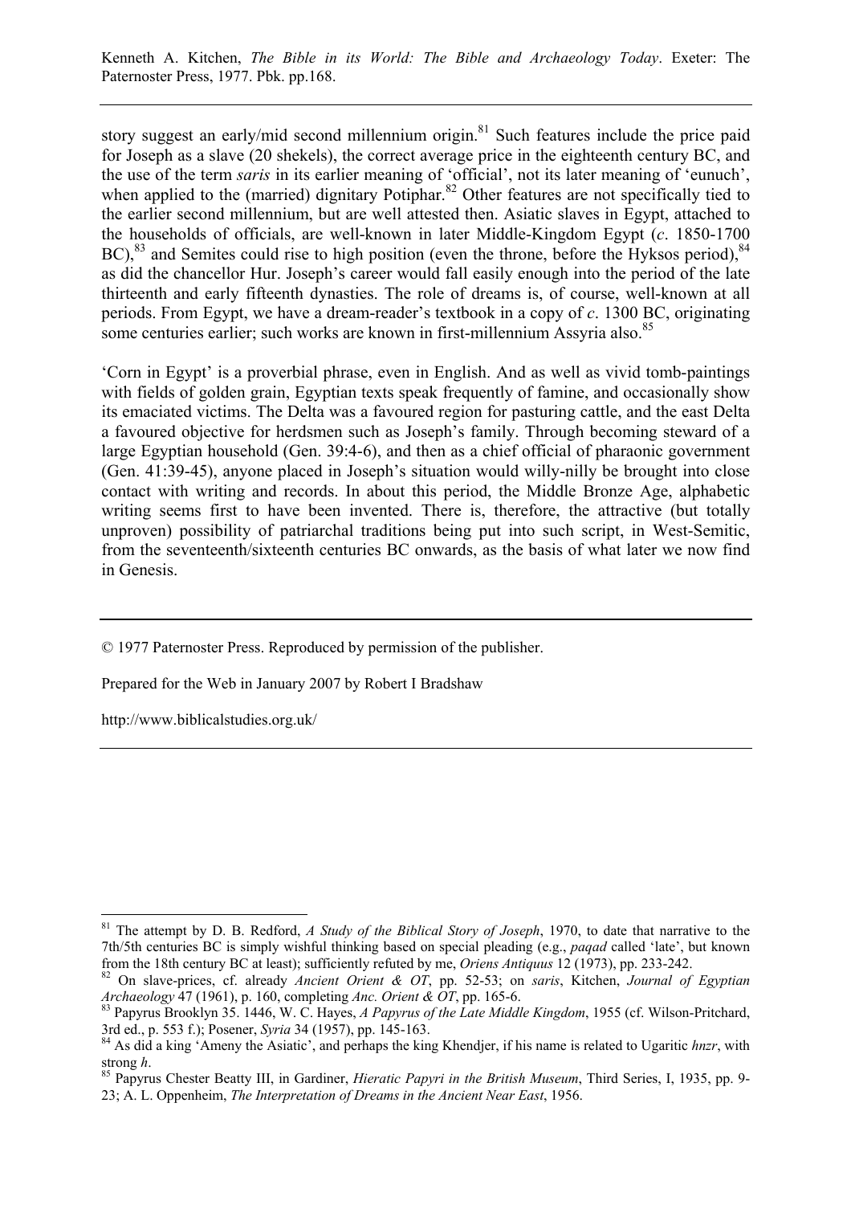story suggest an early/mid second millennium origin.[81] Such features include the price paid for Joseph as a slave (20 shekels), the correct average price in the eighteenth century BC, and the use of the term *saris* in its earlier meaning of 'official', not its later meaning of 'eunuch', when applied to the (married) dignitary Potiphar.[82] Other features are not specifically tied to the earlier second millennium, but are well attested then. Asiatic slaves in Egypt, attached to the households of officials, are well-known in later Middle-Kingdom Egypt (*c*. 1850-1700 BC),[83] and Semites could rise to high position (even the throne, before the Hyksos period),[84] as did the chancellor Hur. Joseph's career would fall easily enough into the period of the late thirteenth and early fifteenth dynasties. The role of dreams is, of course, well-known at all periods. From Egypt, we have a dream-reader's textbook in a copy of *c*. 1300 BC, originating some centuries earlier; such works are known in first-millennium Assyria also.[85]

'Corn in Egypt' is a proverbial phrase, even in English. And as well as vivid tomb-paintings with fields of golden grain, Egyptian texts speak frequently of famine, and occasionally show its emaciated victims. The Delta was a favoured region for pasturing cattle, and the east Delta a favoured objective for herdsmen such as Joseph's family. Through becoming steward of a large Egyptian household (Gen. 39:4-6), and then as a chief official of pharaonic government (Gen. 41:39-45), anyone placed in Joseph's situation would willy-nilly be brought into close contact with writing and records. In about this period, the Middle Bronze Age, alphabetic writing seems first to have been invented. There is, therefore, the attractive (but totally unproven) possibility of patriarchal traditions being put into such script, in West-Semitic, from the seventeenth/sixteenth centuries BC onwards, as the basis of what later we now find in Genesis.

---

© 1977 Paternoster Press. Reproduced by permission of the publisher.

Prepared for the Web in January 2007 by Robert I Bradshaw

http://www.biblicalstudies.org.uk/

---

[81] The attempt by D. B. Redford, *A Study of the Biblical Story of Joseph*, 1970, to date that narrative to the 7th/5th centuries BC is simply wishful thinking based on special pleading (e.g., *paqad* called 'late', but known from the 18th century BC at least); sufficiently refuted by me, *Oriens Antiquus* 12 (1973), pp. 233-242.

[82] On slave-prices, cf. already *Ancient Orient & OT*, pp. 52-53; on *saris*, Kitchen, *Journal of Egyptian Archaeology* 47 (1961), p. 160, completing *Anc. Orient & OT*, pp. 165-6.

[83] Papyrus Brooklyn 35. 1446, W. C. Hayes, *A Papyrus of the Late Middle Kingdom*, 1955 (cf. Wilson-Pritchard, 3rd ed., p. 553 f.); Posener, *Syria* 34 (1957), pp. 145-163.

[84] As did a king 'Ameny the Asiatic', and perhaps the king Khendjer, if his name is related to Ugaritic *hnzr*, with strong *h*.

[85] Papyrus Chester Beatty III, in Gardiner, *Hieratic Papyri in the British Museum*, Third Series, I, 1935, pp. 9-23; A. L. Oppenheim, *The Interpretation of Dreams in the Ancient Near East*, 1956.